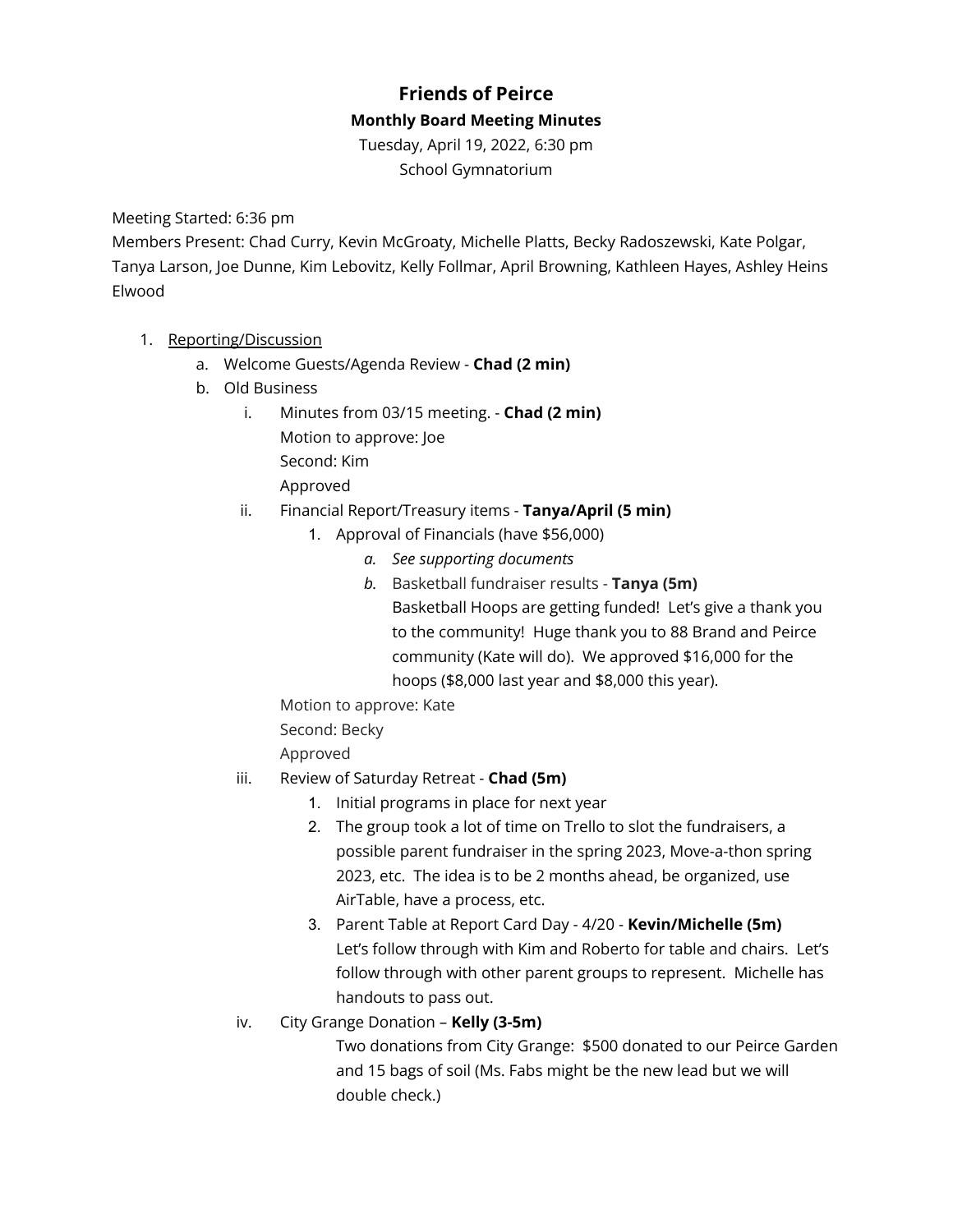# Friends of Peirce

## Monthly Board Meeting Minutes

Tuesday, April 19, 2022, 6:30 pm
School Gymnatorium

Meeting Started: 6:36 pm
Members Present: Chad Curry, Kevin McGroaty, Michelle Platts, Becky Radoszewski, Kate Polgar, Tanya Larson, Joe Dunne, Kim Lebovitz, Kelly Follmar, April Browning, Kathleen Hayes, Ashley Heins Elwood

1. Reporting/Discussion
   a. Welcome Guests/Agenda Review - **Chad (2 min)**
   b. Old Business
      i. Minutes from 03/15 meeting. - **Chad (2 min)**
         Motion to approve: Joe
         Second: Kim
         Approved
      ii. Financial Report/Treasury items - **Tanya/April (5 min)**
         1. Approval of Financials (have $56,000)
            a. *See supporting documents*
            b. Basketball fundraiser results - **Tanya (5m)**
               Basketball Hoops are getting funded! Let's give a thank you to the community! Huge thank you to 88 Brand and Peirce community (Kate will do). We approved $16,000 for the hoops ($8,000 last year and $8,000 this year).

         Motion to approve: Kate
         Second: Becky
         Approved
      iii. Review of Saturday Retreat - **Chad (5m)**
         1. Initial programs in place for next year
         2. The group took a lot of time on Trello to slot the fundraisers, a possible parent fundraiser in the spring 2023, Move-a-thon spring 2023, etc. The idea is to be 2 months ahead, be organized, use AirTable, have a process, etc.
         3. Parent Table at Report Card Day - 4/20 - **Kevin/Michelle (5m)**
            Let's follow through with Kim and Roberto for table and chairs. Let's follow through with other parent groups to represent. Michelle has handouts to pass out.
      iv. City Grange Donation – **Kelly (3-5m)**
         Two donations from City Grange: $500 donated to our Peirce Garden and 15 bags of soil (Ms. Fabs might be the new lead but we will double check.)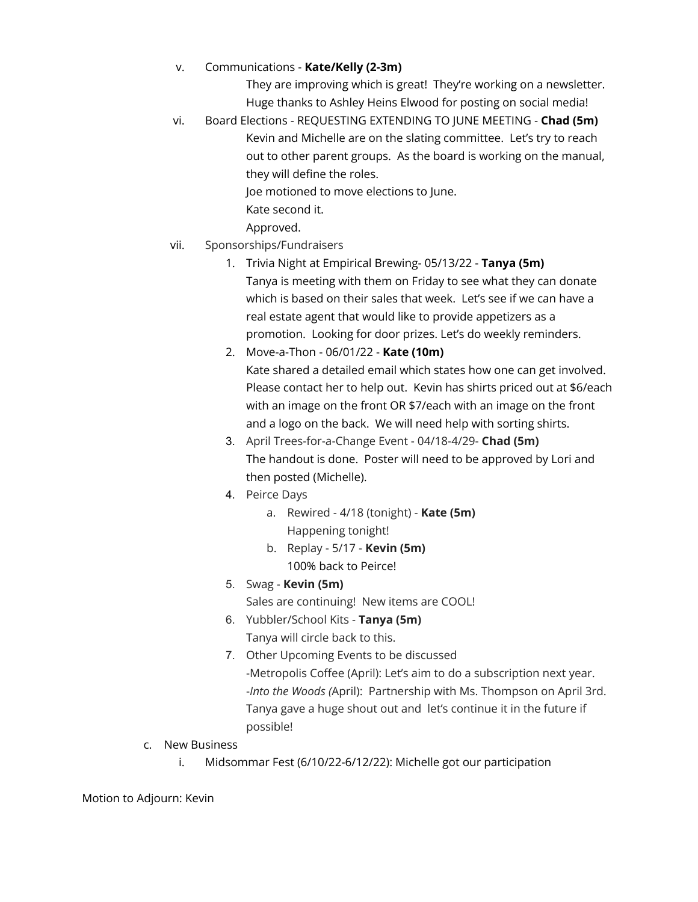v. Communications - **Kate/Kelly (2-3m)**

   They are improving which is great! They're working on a newsletter. Huge thanks to Ashley Heins Elwood for posting on social media!

vi. Board Elections - REQUESTING EXTENDING TO JUNE MEETING - **Chad (5m)**

   Kevin and Michelle are on the slating committee. Let's try to reach out to other parent groups. As the board is working on the manual, they will define the roles.

   Joe motioned to move elections to June.

   Kate second it.

   Approved.

vii. Sponsorships/Fundraisers

   1. Trivia Night at Empirical Brewing- 05/13/22 - **Tanya (5m)**
      Tanya is meeting with them on Friday to see what they can donate which is based on their sales that week. Let's see if we can have a real estate agent that would like to provide appetizers as a promotion. Looking for door prizes. Let's do weekly reminders.
   2. Move-a-Thon - 06/01/22 - **Kate (10m)**
      Kate shared a detailed email which states how one can get involved. Please contact her to help out. Kevin has shirts priced out at $6/each with an image on the front OR $7/each with an image on the front and a logo on the back. We will need help with sorting shirts.
   3. April Trees-for-a-Change Event - 04/18-4/29- **Chad (5m)**
      The handout is done. Poster will need to be approved by Lori and then posted (Michelle).
   4. Peirce Days
      a. Rewired - 4/18 (tonight) - **Kate (5m)**
         Happening tonight!
      b. Replay - 5/17 - **Kevin (5m)**
         100% back to Peirce!
   5. Swag - **Kevin (5m)**
      Sales are continuing! New items are COOL!
   6. Yubbler/School Kits - **Tanya (5m)**
      Tanya will circle back to this.
   7. Other Upcoming Events to be discussed
      -Metropolis Coffee (April): Let's aim to do a subscription next year.
      -*Into the Woods (*April): Partnership with Ms. Thompson on April 3rd. Tanya gave a huge shout out and let's continue it in the future if possible!

c. New Business

   i. Midsommar Fest (6/10/22-6/12/22): Michelle got our participation

Motion to Adjourn: Kevin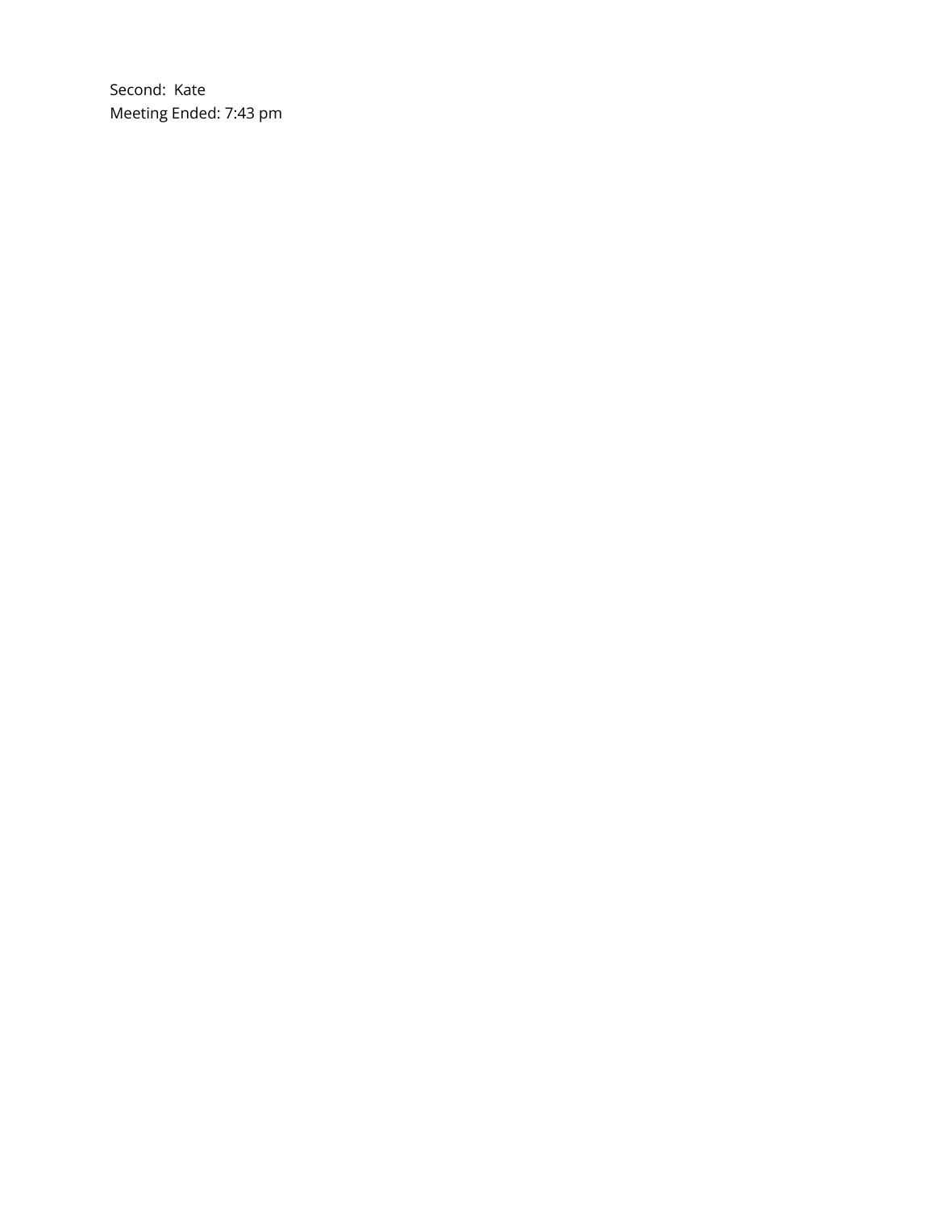Second:  Kate
Meeting Ended: 7:43 pm